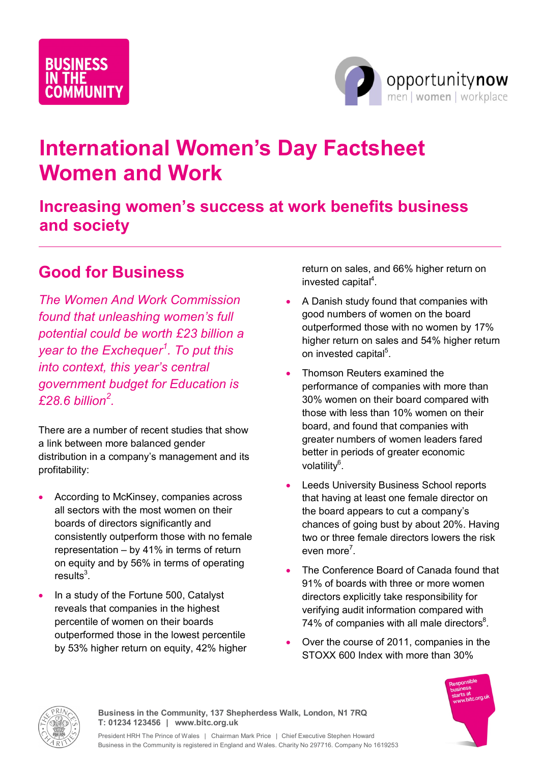BUSINESS IN THE COMMUNITY

opportunitynow
men | women | workplace

# International Women's Day Factsheet Women and Work

## Increasing women's success at work benefits business and society

## Good for Business

*The Women And Work Commission found that unleashing women's full potential could be worth £23 billion a year to the Exchequer[1]. To put this into context, this year's central government budget for Education is £28.6 billion[2].*

There are a number of recent studies that show a link between more balanced gender distribution in a company's management and its profitability:

- According to McKinsey, companies across all sectors with the most women on their boards of directors significantly and consistently outperform those with no female representation – by 41% in terms of return on equity and by 56% in terms of operating results[3].
- In a study of the Fortune 500, Catalyst reveals that companies in the highest percentile of women on their boards outperformed those in the lowest percentile by 53% higher return on equity, 42% higher return on sales, and 66% higher return on invested capital[4].
- A Danish study found that companies with good numbers of women on the board outperformed those with no women by 17% higher return on sales and 54% higher return on invested capital[5].
- Thomson Reuters examined the performance of companies with more than 30% women on their board compared with those with less than 10% women on their board, and found that companies with greater numbers of women leaders fared better in periods of greater economic volatility[6].
- Leeds University Business School reports that having at least one female director on the board appears to cut a company's chances of going bust by about 20%. Having two or three female directors lowers the risk even more[7].
- The Conference Board of Canada found that 91% of boards with three or more women directors explicitly take responsibility for verifying audit information compared with 74% of companies with all male directors[8].
- Over the course of 2011, companies in the STOXX 600 Index with more than 30%

Business in the Community, 137 Shepherdess Walk, London, N1 7RQ
T: 01234 123456 | www.bitc.org.uk

President HRH The Prince of Wales | Chairman Mark Price | Chief Executive Stephen Howard
Business in the Community is registered in England and Wales. Charity No 297716. Company No 1619253

Responsible business starts at www.bitc.org.uk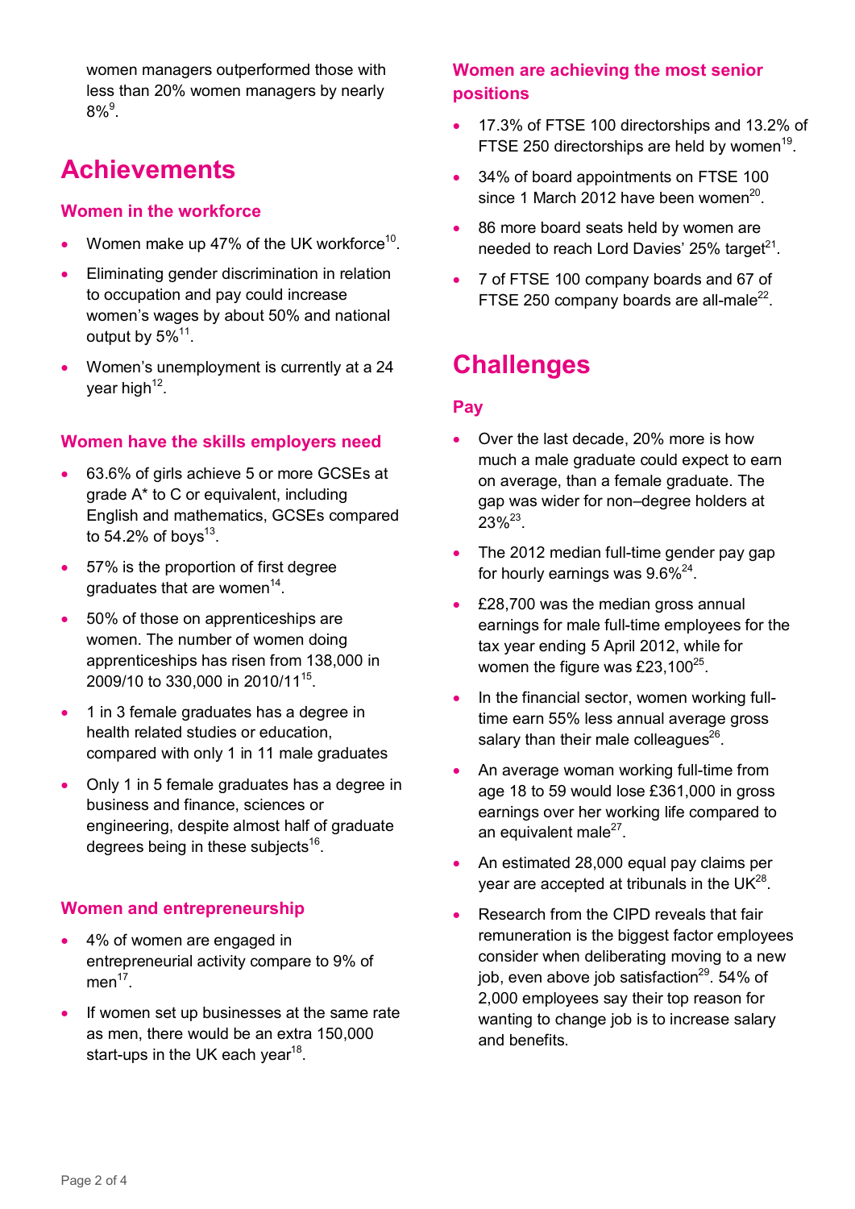women managers outperformed those with less than 20% women managers by nearly 8%[9].

# Achievements

## Women in the workforce

- Women make up 47% of the UK workforce[10].
- Eliminating gender discrimination in relation to occupation and pay could increase women's wages by about 50% and national output by 5%[11].
- Women's unemployment is currently at a 24 year high[12].

## Women have the skills employers need

- 63.6% of girls achieve 5 or more GCSEs at grade A* to C or equivalent, including English and mathematics, GCSEs compared to 54.2% of boys[13].
- 57% is the proportion of first degree graduates that are women[14].
- 50% of those on apprenticeships are women. The number of women doing apprenticeships has risen from 138,000 in 2009/10 to 330,000 in 2010/11[15].
- 1 in 3 female graduates has a degree in health related studies or education, compared with only 1 in 11 male graduates
- Only 1 in 5 female graduates has a degree in business and finance, sciences or engineering, despite almost half of graduate degrees being in these subjects[16].

## Women and entrepreneurship

- 4% of women are engaged in entrepreneurial activity compare to 9% of men[17].
- If women set up businesses at the same rate as men, there would be an extra 150,000 start-ups in the UK each year[18].

## Women are achieving the most senior positions

- 17.3% of FTSE 100 directorships and 13.2% of FTSE 250 directorships are held by women[19].
- 34% of board appointments on FTSE 100 since 1 March 2012 have been women[20].
- 86 more board seats held by women are needed to reach Lord Davies' 25% target[21].
- 7 of FTSE 100 company boards and 67 of FTSE 250 company boards are all-male[22].

# Challenges

## Pay

- Over the last decade, 20% more is how much a male graduate could expect to earn on average, than a female graduate. The gap was wider for non–degree holders at 23%[23].
- The 2012 median full-time gender pay gap for hourly earnings was 9.6%[24].
- £28,700 was the median gross annual earnings for male full-time employees for the tax year ending 5 April 2012, while for women the figure was £23,100[25].
- In the financial sector, women working full-time earn 55% less annual average gross salary than their male colleagues[26].
- An average woman working full-time from age 18 to 59 would lose £361,000 in gross earnings over her working life compared to an equivalent male[27].
- An estimated 28,000 equal pay claims per year are accepted at tribunals in the UK[28].
- Research from the CIPD reveals that fair remuneration is the biggest factor employees consider when deliberating moving to a new job, even above job satisfaction[29]. 54% of 2,000 employees say their top reason for wanting to change job is to increase salary and benefits.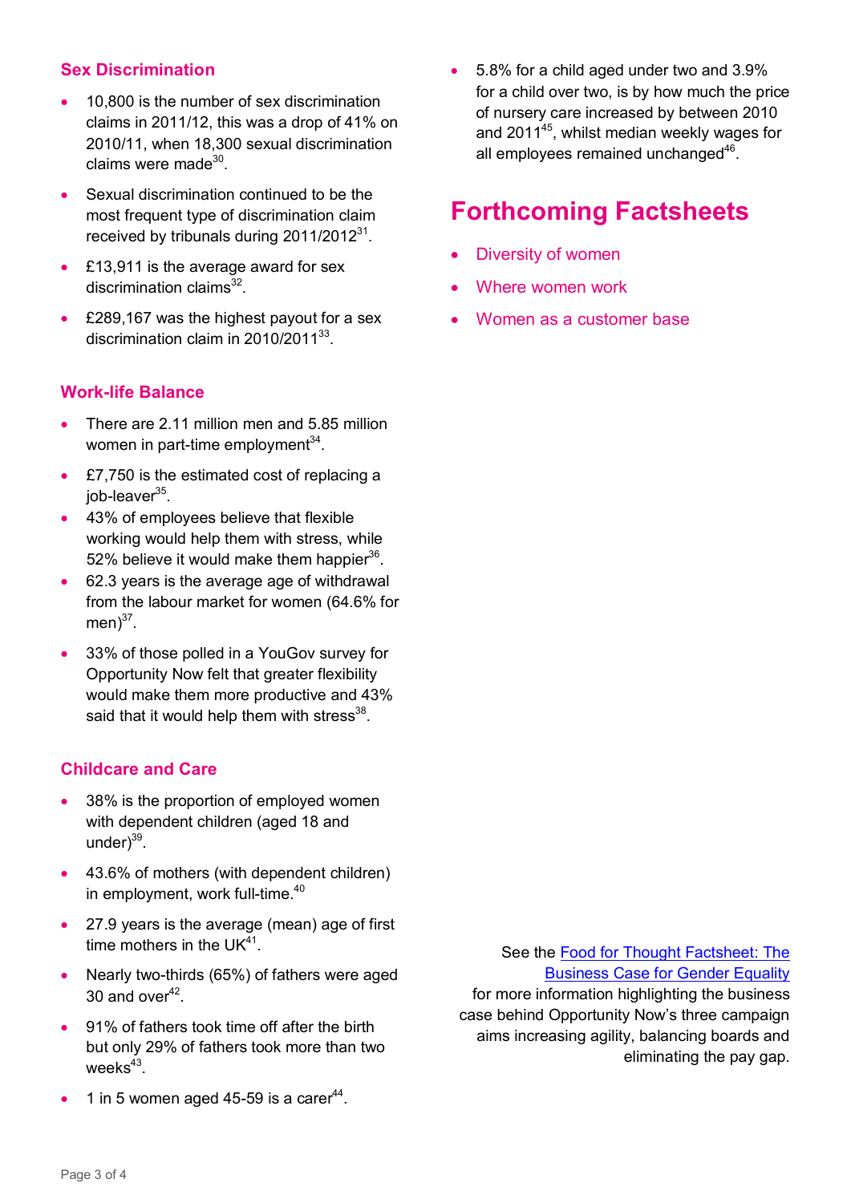## Sex Discrimination

- 10,800 is the number of sex discrimination claims in 2011/12, this was a drop of 41% on 2010/11, when 18,300 sexual discrimination claims were made[30].
- Sexual discrimination continued to be the most frequent type of discrimination claim received by tribunals during 2011/2012[31].
- £13,911 is the average award for sex discrimination claims[32].
- £289,167 was the highest payout for a sex discrimination claim in 2010/2011[33].

## Work-life Balance

- There are 2.11 million men and 5.85 million women in part-time employment[34].
- £7,750 is the estimated cost of replacing a job-leaver[35].
- 43% of employees believe that flexible working would help them with stress, while 52% believe it would make them happier[36].
- 62.3 years is the average age of withdrawal from the labour market for women (64.6% for men)[37].
- 33% of those polled in a YouGov survey for Opportunity Now felt that greater flexibility would make them more productive and 43% said that it would help them with stress[38].

## Childcare and Care

- 38% is the proportion of employed women with dependent children (aged 18 and under)[39].
- 43.6% of mothers (with dependent children) in employment, work full-time.[40]
- 27.9 years is the average (mean) age of first time mothers in the UK[41].
- Nearly two-thirds (65%) of fathers were aged 30 and over[42].
- 91% of fathers took time off after the birth but only 29% of fathers took more than two weeks[43].
- 1 in 5 women aged 45-59 is a carer[44].
- 5.8% for a child aged under two and 3.9% for a child over two, is by how much the price of nursery care increased by between 2010 and 2011[45], whilst median weekly wages for all employees remained unchanged[46].

# Forthcoming Factsheets

- Diversity of women
- Where women work
- Women as a customer base

See the Food for Thought Factsheet: The Business Case for Gender Equality for more information highlighting the business case behind Opportunity Now's three campaign aims increasing agility, balancing boards and eliminating the pay gap.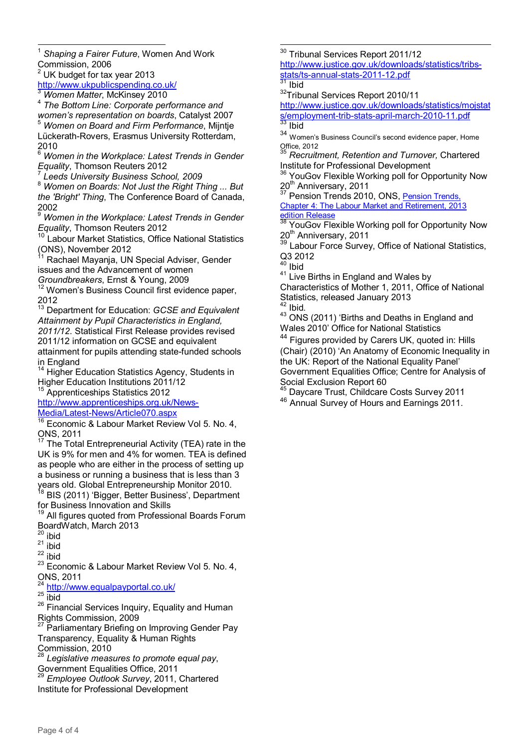[1] *Shaping a Fairer Future*, Women And Work Commission, 2006

[2] UK budget for tax year 2013 http://www.ukpublicspending.co.uk/

[3] *Women Matter*, McKinsey 2010

[4] *The Bottom Line: Corporate performance and women's representation on boards*, Catalyst 2007

[5] *Women on Board and Firm Performance*, Mijntje Lückerath-Rovers, Erasmus University Rotterdam, 2010

[6] *Women in the Workplace: Latest Trends in Gender Equality*, Thomson Reuters 2012

[7] *Leeds University Business School, 2009*

[8] *Women on Boards: Not Just the Right Thing ... But the 'Bright' Thing*, The Conference Board of Canada, 2002

[9] *Women in the Workplace: Latest Trends in Gender Equality*, Thomson Reuters 2012

[10] Labour Market Statistics, Office National Statistics (ONS), November 2012

[11] Rachael Mayanja, UN Special Adviser, Gender issues and the Advancement of women *Groundbreakers*, Ernst & Young, 2009

[12] Women's Business Council first evidence paper, 2012

[13] Department for Education: *GCSE and Equivalent Attainment by Pupil Characteristics in England, 2011/12*. Statistical First Release provides revised 2011/12 information on GCSE and equivalent attainment for pupils attending state-funded schools in England

[14] Higher Education Statistics Agency, Students in Higher Education Institutions 2011/12

[15] Apprenticeships Statistics 2012 http://www.apprenticeships.org.uk/News-Media/Latest-News/Article070.aspx

[16] Economic & Labour Market Review Vol 5. No. 4, ONS, 2011

[17] The Total Entrepreneurial Activity (TEA) rate in the UK is 9% for men and 4% for women. TEA is defined as people who are either in the process of setting up a business or running a business that is less than 3 years old. Global Entrepreneurship Monitor 2010.

[18] BIS (2011) 'Bigger, Better Business', Department for Business Innovation and Skills

[19] All figures quoted from Professional Boards Forum BoardWatch, March 2013

[20] ibid

[21] ibid

[22] ibid

[23] Economic & Labour Market Review Vol 5. No. 4, ONS, 2011

[24] http://www.equalpayportal.co.uk/

[25] ibid

[26] Financial Services Inquiry, Equality and Human Rights Commission, 2009

[27] Parliamentary Briefing on Improving Gender Pay Transparency, Equality & Human Rights Commission, 2010

[28] *Legislative measures to promote equal pay*, Government Equalities Office, 2011

[29] *Employee Outlook Survey*, 2011, Chartered Institute for Professional Development

[30] Tribunal Services Report 2011/12 http://www.justice.gov.uk/downloads/statistics/tribs-stats/ts-annual-stats-2011-12.pdf

[31] Ibid

[32] Tribunal Services Report 2010/11 http://www.justice.gov.uk/downloads/statistics/mojstats/employment-trib-stats-april-march-2010-11.pdf

[33] Ibid

[34] Women's Business Council's second evidence paper, Home Office, 2012

[35] *Recruitment, Retention and Turnover,* Chartered Institute for Professional Development

[36] YouGov Flexible Working poll for Opportunity Now 20th Anniversary, 2011

[37] Pension Trends 2010, ONS, Pension Trends, Chapter 4: The Labour Market and Retirement, 2013 edition Release

[38] YouGov Flexible Working poll for Opportunity Now 20th Anniversary, 2011

[39] Labour Force Survey, Office of National Statistics, Q3 2012

[40] Ibid

[41] Live Births in England and Wales by Characteristics of Mother 1, 2011, Office of National Statistics, released January 2013

[42] Ibid.

[43] ONS (2011) 'Births and Deaths in England and Wales 2010' Office for National Statistics

[44] Figures provided by Carers UK, quoted in: Hills (Chair) (2010) 'An Anatomy of Economic Inequality in the UK: Report of the National Equality Panel' Government Equalities Office; Centre for Analysis of Social Exclusion Report 60

[45] Daycare Trust, Childcare Costs Survey 2011

[46] Annual Survey of Hours and Earnings 2011.